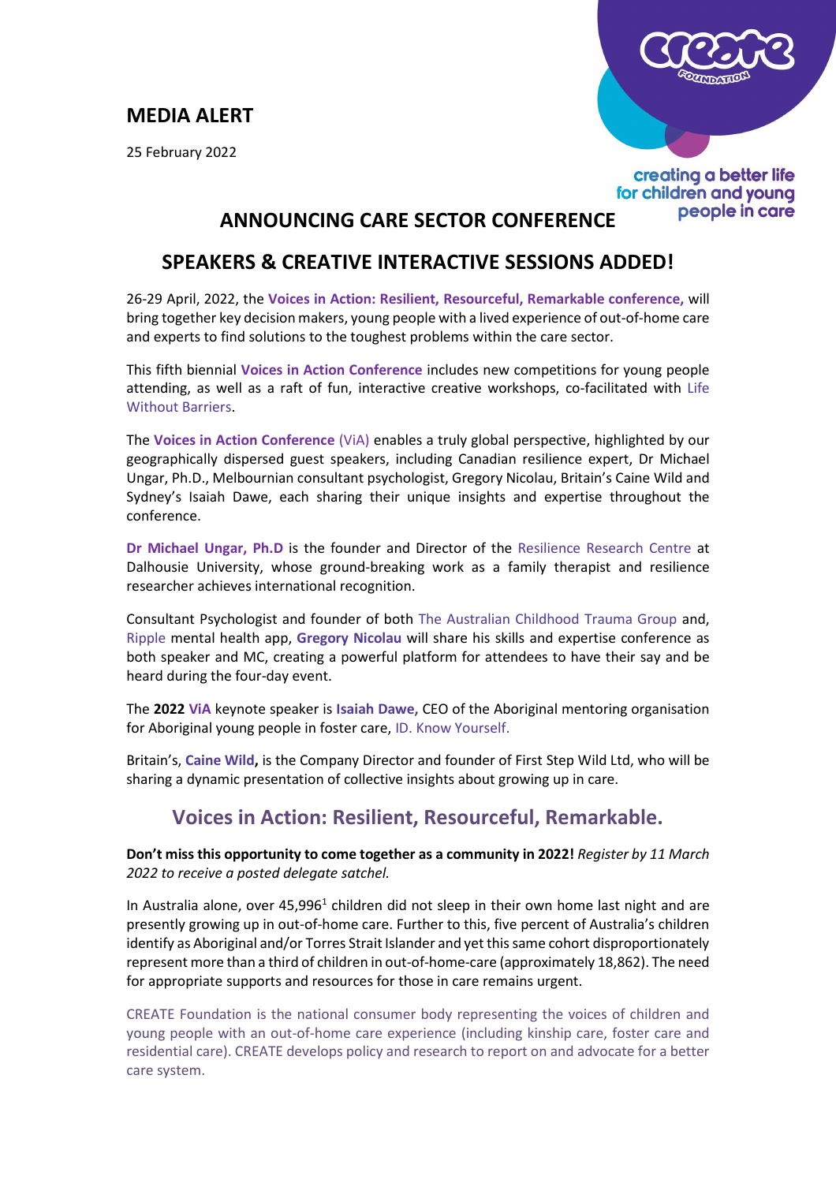# MEDIA ALERT

25 February 2022

creating a better life for children and young people in care

## ANNOUNCING CARE SECTOR CONFERENCE

## SPEAKERS & CREATIVE INTERACTIVE SESSIONS ADDED!

26-29 April, 2022, the **Voices in Action: Resilient, Resourceful, Remarkable conference,** will bring together key decision makers, young people with a lived experience of out-of-home care and experts to find solutions to the toughest problems within the care sector.

This fifth biennial **Voices in Action Conference** includes new competitions for young people attending, as well as a raft of fun, interactive creative workshops, co-facilitated with Life Without Barriers.

The **Voices in Action Conference** (ViA) enables a truly global perspective, highlighted by our geographically dispersed guest speakers, including Canadian resilience expert, Dr Michael Ungar, Ph.D., Melbournian consultant psychologist, Gregory Nicolau, Britain's Caine Wild and Sydney's Isaiah Dawe, each sharing their unique insights and expertise throughout the conference.

**Dr Michael Ungar, Ph.D** is the founder and Director of the Resilience Research Centre at Dalhousie University, whose ground-breaking work as a family therapist and resilience researcher achieves international recognition.

Consultant Psychologist and founder of both The Australian Childhood Trauma Group and, Ripple mental health app, **Gregory Nicolau** will share his skills and expertise conference as both speaker and MC, creating a powerful platform for attendees to have their say and be heard during the four-day event.

The **2022 ViA** keynote speaker is **Isaiah Dawe,** CEO of the Aboriginal mentoring organisation for Aboriginal young people in foster care, ID. Know Yourself.

Britain's, **Caine Wild,** is the Company Director and founder of First Step Wild Ltd, who will be sharing a dynamic presentation of collective insights about growing up in care.

## Voices in Action: Resilient, Resourceful, Remarkable.

**Don't miss this opportunity to come together as a community in 2022!** *Register by 11 March 2022 to receive a posted delegate satchel.*

In Australia alone, over 45,996[1] children did not sleep in their own home last night and are presently growing up in out-of-home care. Further to this, five percent of Australia's children identify as Aboriginal and/or Torres Strait Islander and yet this same cohort disproportionately represent more than a third of children in out-of-home-care (approximately 18,862). The need for appropriate supports and resources for those in care remains urgent.

CREATE Foundation is the national consumer body representing the voices of children and young people with an out-of-home care experience (including kinship care, foster care and residential care). CREATE develops policy and research to report on and advocate for a better care system.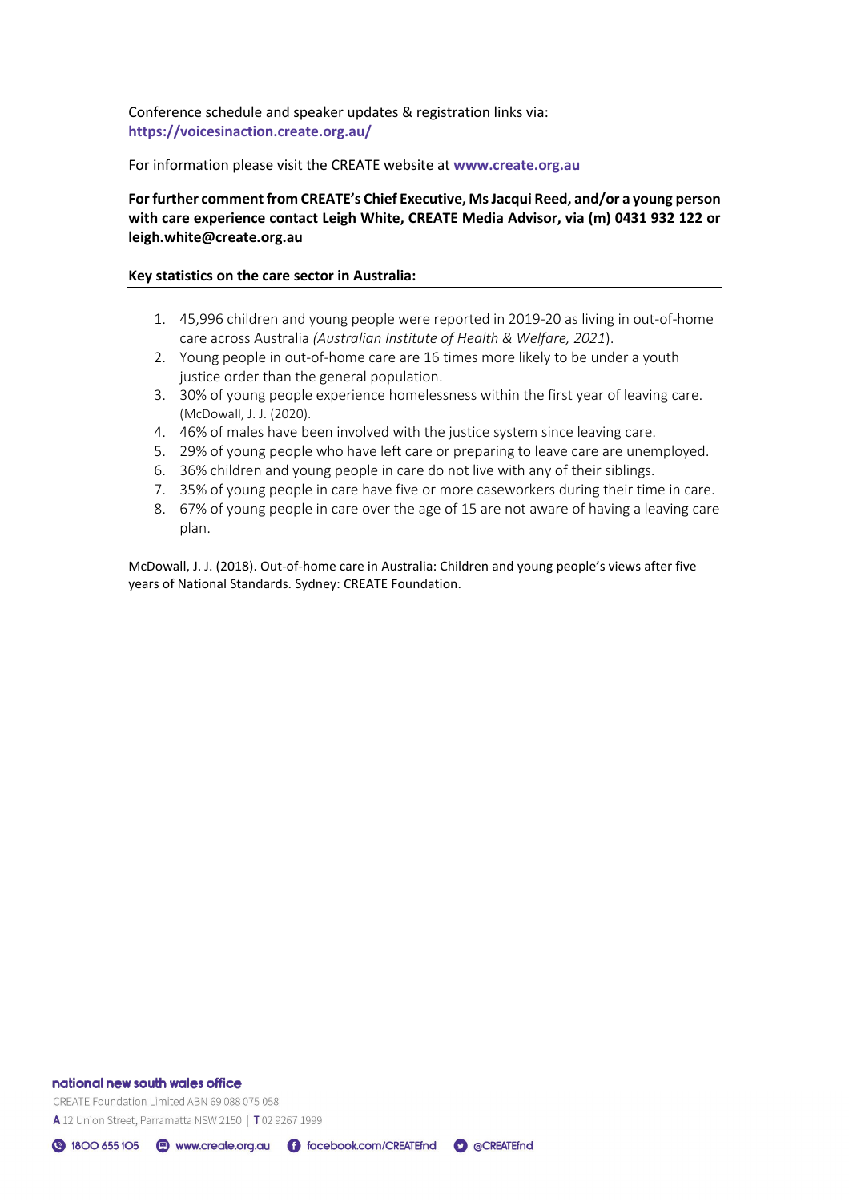Conference schedule and speaker updates & registration links via:
**https://voicesinaction.create.org.au/**

For information please visit the CREATE website at **www.create.org.au**

**For further comment from CREATE's Chief Executive, Ms Jacqui Reed, and/or a young person with care experience contact Leigh White, CREATE Media Advisor, via (m) 0431 932 122 or leigh.white@create.org.au**

**Key statistics on the care sector in Australia:**

1. 45,996 children and young people were reported in 2019-20 as living in out-of-home care across Australia *(Australian Institute of Health & Welfare, 2021*).
2. Young people in out-of-home care are 16 times more likely to be under a youth justice order than the general population.
3. 30% of young people experience homelessness within the first year of leaving care. (McDowall, J. J. (2020).
4. 46% of males have been involved with the justice system since leaving care.
5. 29% of young people who have left care or preparing to leave care are unemployed.
6. 36% children and young people in care do not live with any of their siblings.
7. 35% of young people in care have five or more caseworkers during their time in care.
8. 67% of young people in care over the age of 15 are not aware of having a leaving care plan.

McDowall, J. J. (2018). Out-of-home care in Australia: Children and young people's views after five years of National Standards. Sydney: CREATE Foundation.

**national new south wales office**
CREATE Foundation Limited ABN 69 088 075 058
**A** 12 Union Street, Parramatta NSW 2150 | **T** 02 9267 1999
1800 655 105 www.create.org.au facebook.com/CREATEfnd @CREATEfnd